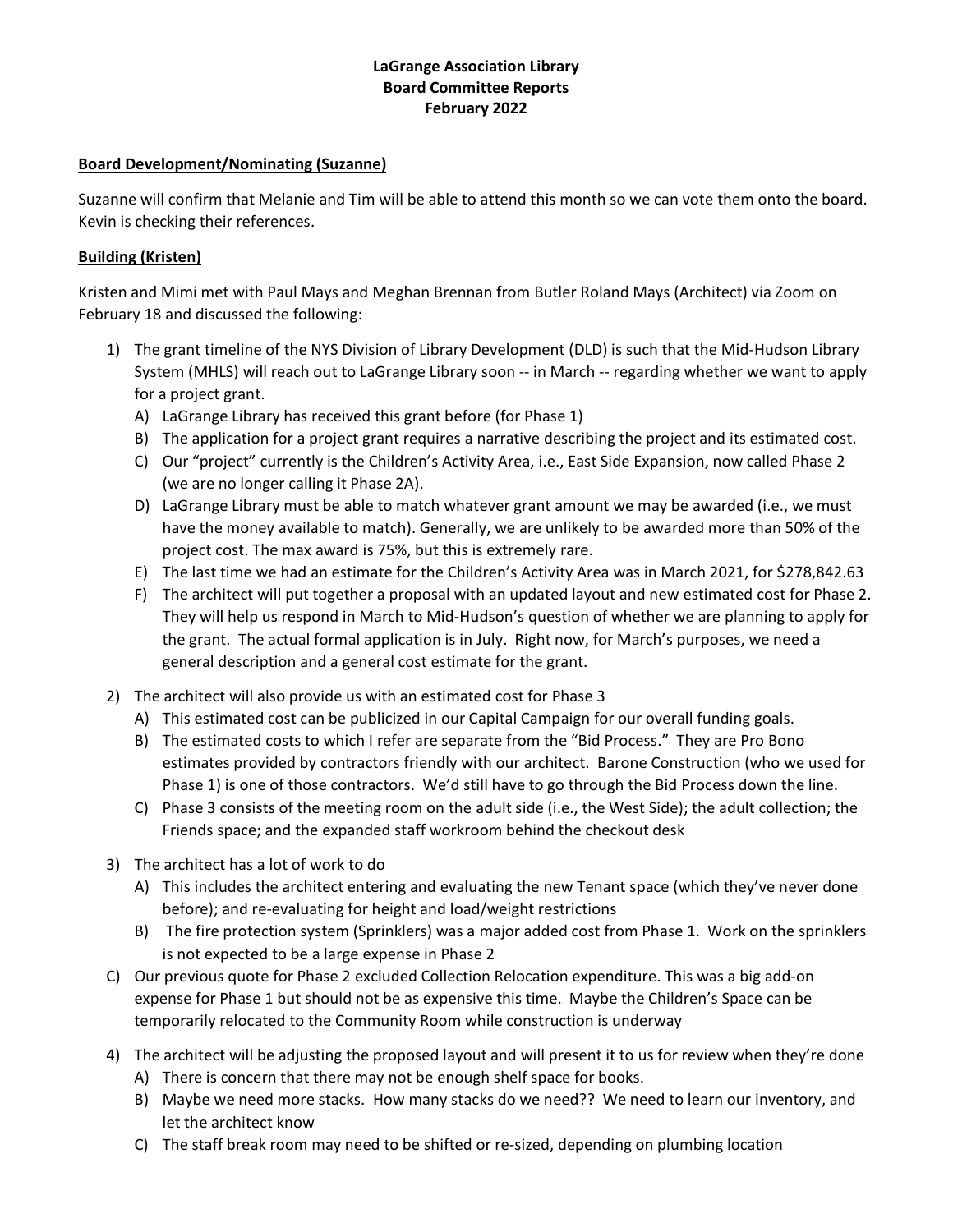**LaGrange Association Library**
**Board Committee Reports**
**February 2022**

**Board Development/Nominating (Suzanne)**

Suzanne will confirm that Melanie and Tim will be able to attend this month so we can vote them onto the board. Kevin is checking their references.

**Building (Kristen)**

Kristen and Mimi met with Paul Mays and Meghan Brennan from Butler Roland Mays (Architect) via Zoom on February 18 and discussed the following:

1) The grant timeline of the NYS Division of Library Development (DLD) is such that the Mid-Hudson Library System (MHLS) will reach out to LaGrange Library soon -- in March -- regarding whether we want to apply for a project grant.
   A) LaGrange Library has received this grant before (for Phase 1)
   B) The application for a project grant requires a narrative describing the project and its estimated cost.
   C) Our "project" currently is the Children's Activity Area, i.e., East Side Expansion, now called Phase 2 (we are no longer calling it Phase 2A).
   D) LaGrange Library must be able to match whatever grant amount we may be awarded (i.e., we must have the money available to match). Generally, we are unlikely to be awarded more than 50% of the project cost. The max award is 75%, but this is extremely rare.
   E) The last time we had an estimate for the Children's Activity Area was in March 2021, for $278,842.63
   F) The architect will put together a proposal with an updated layout and new estimated cost for Phase 2. They will help us respond in March to Mid-Hudson's question of whether we are planning to apply for the grant. The actual formal application is in July. Right now, for March's purposes, we need a general description and a general cost estimate for the grant.

2) The architect will also provide us with an estimated cost for Phase 3
   A) This estimated cost can be publicized in our Capital Campaign for our overall funding goals.
   B) The estimated costs to which I refer are separate from the "Bid Process." They are Pro Bono estimates provided by contractors friendly with our architect. Barone Construction (who we used for Phase 1) is one of those contractors. We'd still have to go through the Bid Process down the line.
   C) Phase 3 consists of the meeting room on the adult side (i.e., the West Side); the adult collection; the Friends space; and the expanded staff workroom behind the checkout desk

3) The architect has a lot of work to do
   A) This includes the architect entering and evaluating the new Tenant space (which they've never done before); and re-evaluating for height and load/weight restrictions
   B) The fire protection system (Sprinklers) was a major added cost from Phase 1. Work on the sprinklers is not expected to be a large expense in Phase 2

C) Our previous quote for Phase 2 excluded Collection Relocation expenditure. This was a big add-on expense for Phase 1 but should not be as expensive this time. Maybe the Children's Space can be temporarily relocated to the Community Room while construction is underway

4) The architect will be adjusting the proposed layout and will present it to us for review when they're done
   A) There is concern that there may not be enough shelf space for books.
   B) Maybe we need more stacks. How many stacks do we need?? We need to learn our inventory, and let the architect know
   C) The staff break room may need to be shifted or re-sized, depending on plumbing location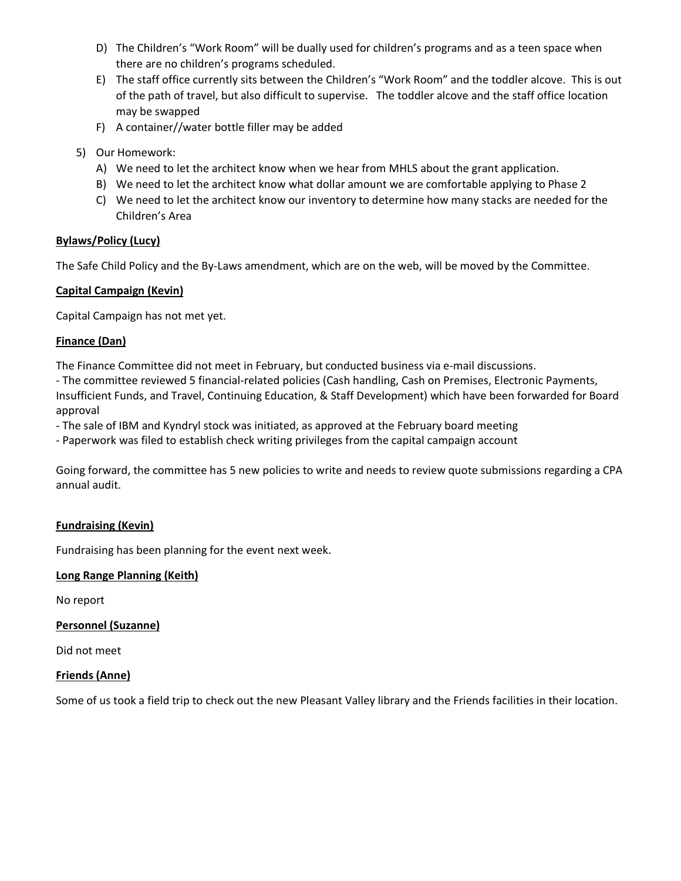D) The Children's "Work Room" will be dually used for children's programs and as a teen space when there are no children's programs scheduled.
E) The staff office currently sits between the Children's "Work Room" and the toddler alcove. This is out of the path of travel, but also difficult to supervise. The toddler alcove and the staff office location may be swapped
F) A container//water bottle filler may be added

5) Our Homework:
   A) We need to let the architect know when we hear from MHLS about the grant application.
   B) We need to let the architect know what dollar amount we are comfortable applying to Phase 2
   C) We need to let the architect know our inventory to determine how many stacks are needed for the Children's Area

**Bylaws/Policy (Lucy)**

The Safe Child Policy and the By-Laws amendment, which are on the web, will be moved by the Committee.

**Capital Campaign (Kevin)**

Capital Campaign has not met yet.

**Finance (Dan)**

The Finance Committee did not meet in February, but conducted business via e-mail discussions.
- The committee reviewed 5 financial-related policies (Cash handling, Cash on Premises, Electronic Payments, Insufficient Funds, and Travel, Continuing Education, & Staff Development) which have been forwarded for Board approval
- The sale of IBM and Kyndryl stock was initiated, as approved at the February board meeting
- Paperwork was filed to establish check writing privileges from the capital campaign account

Going forward, the committee has 5 new policies to write and needs to review quote submissions regarding a CPA annual audit.

**Fundraising (Kevin)**

Fundraising has been planning for the event next week.

**Long Range Planning (Keith)**

No report

**Personnel (Suzanne)**

Did not meet

**Friends (Anne)**

Some of us took a field trip to check out the new Pleasant Valley library and the Friends facilities in their location.